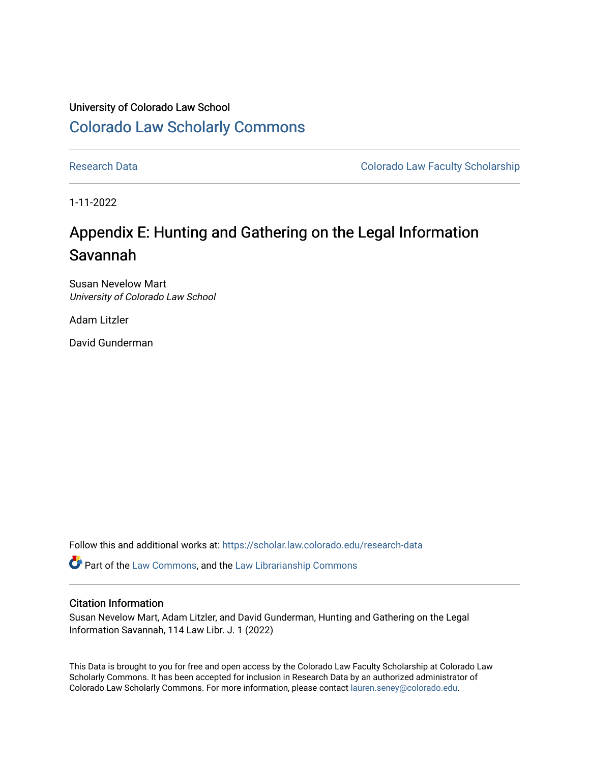University of Colorado Law School

# Colorado Law Scholarly Commons

Research Data | Colorado Law Faculty Scholarship

1-11-2022

## Appendix E: Hunting and Gathering on the Legal Information Savannah

Susan Nevelow Mart
*University of Colorado Law School*

Adam Litzler

David Gunderman

Follow this and additional works at: https://scholar.law.colorado.edu/research-data

Part of the Law Commons, and the Law Librarianship Commons

### Citation Information

Susan Nevelow Mart, Adam Litzler, and David Gunderman, Hunting and Gathering on the Legal Information Savannah, 114 Law Libr. J. 1 (2022)

This Data is brought to you for free and open access by the Colorado Law Faculty Scholarship at Colorado Law Scholarly Commons. It has been accepted for inclusion in Research Data by an authorized administrator of Colorado Law Scholarly Commons. For more information, please contact lauren.seney@colorado.edu.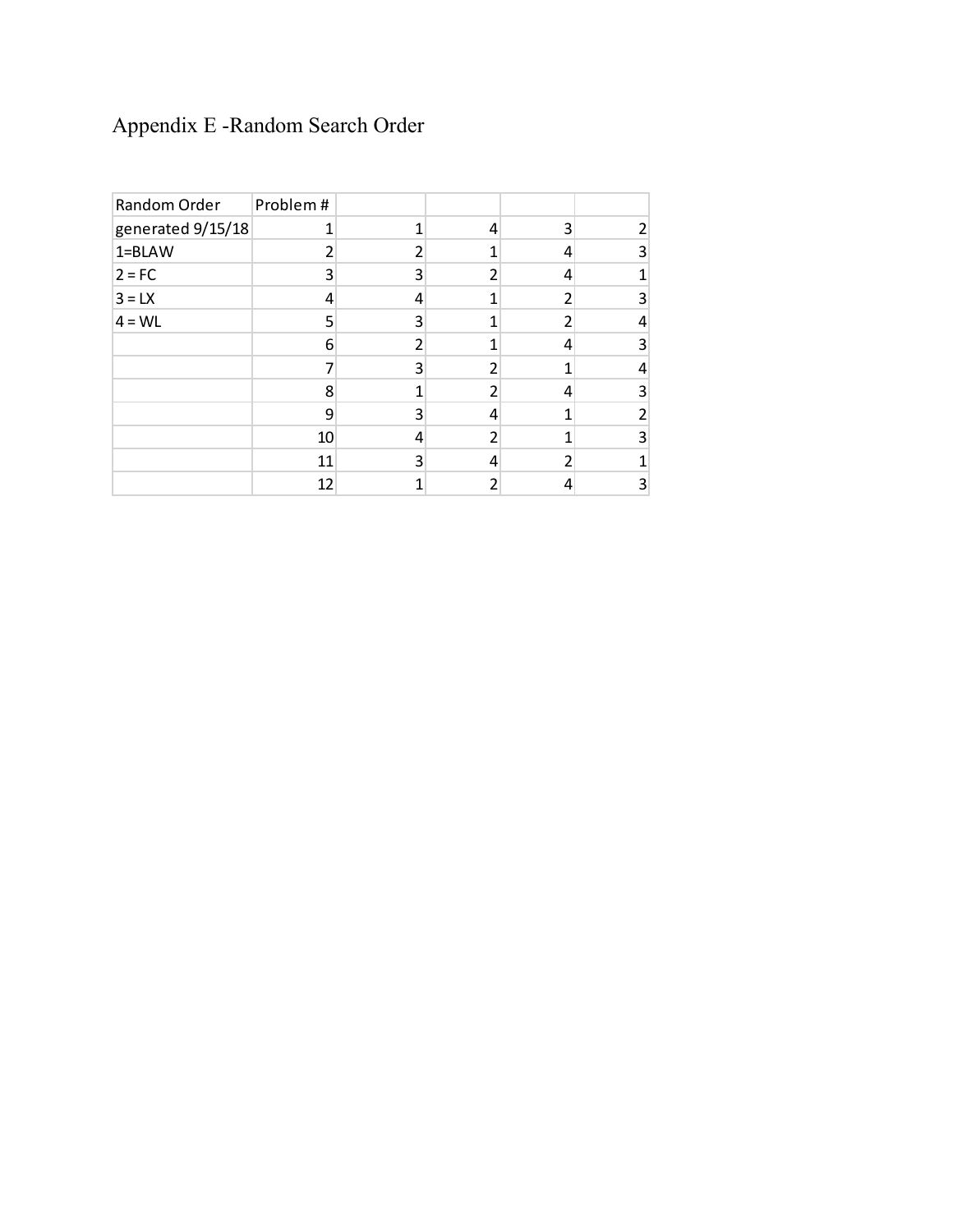# Appendix E -Random Search Order

| Random Order | Problem # | | | | |
|---|---|---|---|---|---|
| generated 9/15/18 | 1 | 1 | 4 | 3 | 2 |
| 1=BLAW | 2 | 2 | 1 | 4 | 3 |
| 2 = FC | 3 | 3 | 2 | 4 | 1 |
| 3 = LX | 4 | 4 | 1 | 2 | 3 |
| 4 = WL | 5 | 3 | 1 | 2 | 4 |
| | 6 | 2 | 1 | 4 | 3 |
| | 7 | 3 | 2 | 1 | 4 |
| | 8 | 1 | 2 | 4 | 3 |
| | 9 | 3 | 4 | 1 | 2 |
| | 10 | 4 | 2 | 1 | 3 |
| | 11 | 3 | 4 | 2 | 1 |
| | 12 | 1 | 2 | 4 | 3 |